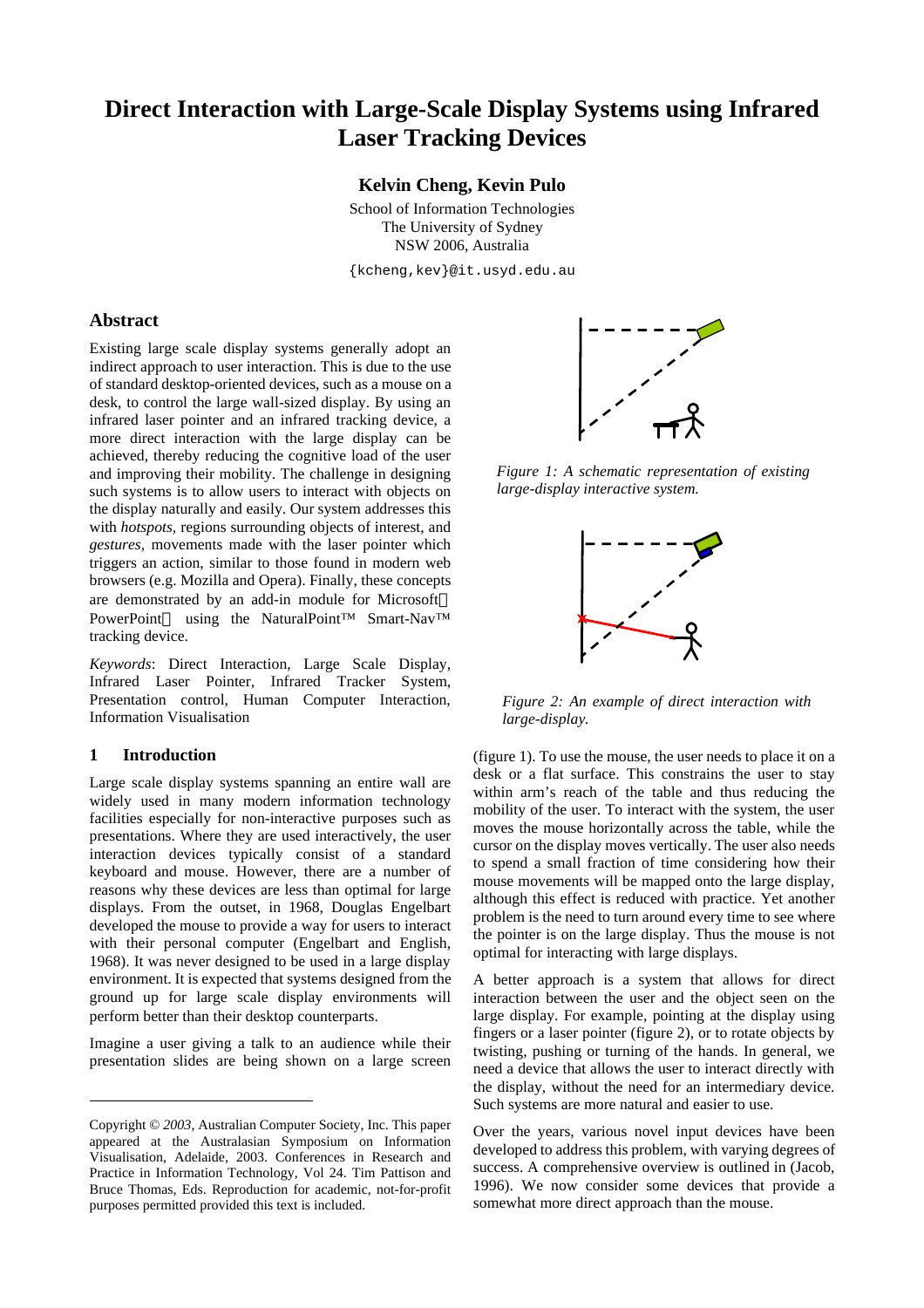# Direct Interaction with Large-Scale Display Systems using Infrared Laser Tracking Devices

**Kelvin Cheng, Kevin Pulo**

School of Information Technologies
The University of Sydney
NSW 2006, Australia

{kcheng,kev}@it.usyd.edu.au

## Abstract

Existing large scale display systems generally adopt an indirect approach to user interaction. This is due to the use of standard desktop-oriented devices, such as a mouse on a desk, to control the large wall-sized display. By using an infrared laser pointer and an infrared tracking device, a more direct interaction with the large display can be achieved, thereby reducing the cognitive load of the user and improving their mobility. The challenge in designing such systems is to allow users to interact with objects on the display naturally and easily. Our system addresses this with *hotspots*, regions surrounding objects of interest, and *gestures*, movements made with the laser pointer which triggers an action, similar to those found in modern web browsers (e.g. Mozilla and Opera). Finally, these concepts are demonstrated by an add-in module for Microsoft® PowerPoint® using the NaturalPoint™ Smart-Nav™ tracking device.

*Keywords*: Direct Interaction, Large Scale Display, Infrared Laser Pointer, Infrared Tracker System, Presentation control, Human Computer Interaction, Information Visualisation

## 1 Introduction

Large scale display systems spanning an entire wall are widely used in many modern information technology facilities especially for non-interactive purposes such as presentations. Where they are used interactively, the user interaction devices typically consist of a standard keyboard and mouse. However, there are a number of reasons why these devices are less than optimal for large displays. From the outset, in 1968, Douglas Engelbart developed the mouse to provide a way for users to interact with their personal computer (Engelbart and English, 1968). It was never designed to be used in a large display environment. It is expected that systems designed from the ground up for large scale display environments will perform better than their desktop counterparts.

Imagine a user giving a talk to an audience while their presentation slides are being shown on a large screen

*Figure 1: A schematic representation of existing large-display interactive system.*

*Figure 2: An example of direct interaction with large-display.*

(figure 1). To use the mouse, the user needs to place it on a desk or a flat surface. This constrains the user to stay within arm's reach of the table and thus reducing the mobility of the user. To interact with the system, the user moves the mouse horizontally across the table, while the cursor on the display moves vertically. The user also needs to spend a small fraction of time considering how their mouse movements will be mapped onto the large display, although this effect is reduced with practice. Yet another problem is the need to turn around every time to see where the pointer is on the large display. Thus the mouse is not optimal for interacting with large displays.

A better approach is a system that allows for direct interaction between the user and the object seen on the large display. For example, pointing at the display using fingers or a laser pointer (figure 2), or to rotate objects by twisting, pushing or turning of the hands. In general, we need a device that allows the user to interact directly with the display, without the need for an intermediary device. Such systems are more natural and easier to use.

Over the years, various novel input devices have been developed to address this problem, with varying degrees of success. A comprehensive overview is outlined in (Jacob, 1996). We now consider some devices that provide a somewhat more direct approach than the mouse.

---

Copyright © *2003*, Australian Computer Society, Inc. This paper appeared at the Australasian Symposium on Information Visualisation, Adelaide, 2003. Conferences in Research and Practice in Information Technology, Vol 24. Tim Pattison and Bruce Thomas, Eds. Reproduction for academic, not-for-profit purposes permitted provided this text is included.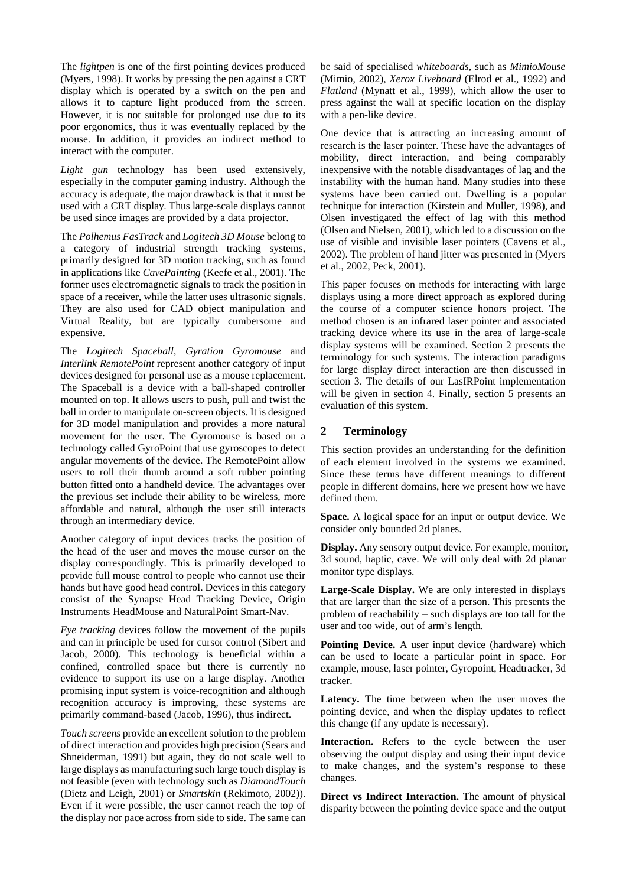The *lightpen* is one of the first pointing devices produced (Myers, 1998). It works by pressing the pen against a CRT display which is operated by a switch on the pen and allows it to capture light produced from the screen. However, it is not suitable for prolonged use due to its poor ergonomics, thus it was eventually replaced by the mouse. In addition, it provides an indirect method to interact with the computer.

*Light gun* technology has been used extensively, especially in the computer gaming industry. Although the accuracy is adequate, the major drawback is that it must be used with a CRT display. Thus large-scale displays cannot be used since images are provided by a data projector.

The *Polhemus FasTrack* and *Logitech 3D Mouse* belong to a category of industrial strength tracking systems, primarily designed for 3D motion tracking, such as found in applications like *CavePainting* (Keefe et al., 2001). The former uses electromagnetic signals to track the position in space of a receiver, while the latter uses ultrasonic signals. They are also used for CAD object manipulation and Virtual Reality, but are typically cumbersome and expensive.

The *Logitech Spaceball*, *Gyration Gyromouse* and *Interlink RemotePoint* represent another category of input devices designed for personal use as a mouse replacement. The Spaceball is a device with a ball-shaped controller mounted on top. It allows users to push, pull and twist the ball in order to manipulate on-screen objects. It is designed for 3D model manipulation and provides a more natural movement for the user. The Gyromouse is based on a technology called GyroPoint that use gyroscopes to detect angular movements of the device. The RemotePoint allow users to roll their thumb around a soft rubber pointing button fitted onto a handheld device. The advantages over the previous set include their ability to be wireless, more affordable and natural, although the user still interacts through an intermediary device.

Another category of input devices tracks the position of the head of the user and moves the mouse cursor on the display correspondingly. This is primarily developed to provide full mouse control to people who cannot use their hands but have good head control. Devices in this category consist of the Synapse Head Tracking Device, Origin Instruments HeadMouse and NaturalPoint Smart-Nav.

*Eye tracking* devices follow the movement of the pupils and can in principle be used for cursor control (Sibert and Jacob, 2000). This technology is beneficial within a confined, controlled space but there is currently no evidence to support its use on a large display. Another promising input system is voice-recognition and although recognition accuracy is improving, these systems are primarily command-based (Jacob, 1996), thus indirect.

*Touch screens* provide an excellent solution to the problem of direct interaction and provides high precision (Sears and Shneiderman, 1991) but again, they do not scale well to large displays as manufacturing such large touch display is not feasible (even with technology such as *DiamondTouch* (Dietz and Leigh, 2001) or *Smartskin* (Rekimoto, 2002)). Even if it were possible, the user cannot reach the top of the display nor pace across from side to side. The same can be said of specialised *whiteboards*, such as *MimioMouse* (Mimio, 2002), *Xerox Liveboard* (Elrod et al., 1992) and *Flatland* (Mynatt et al., 1999), which allow the user to press against the wall at specific location on the display with a pen-like device.

One device that is attracting an increasing amount of research is the laser pointer. These have the advantages of mobility, direct interaction, and being comparably inexpensive with the notable disadvantages of lag and the instability with the human hand. Many studies into these systems have been carried out. Dwelling is a popular technique for interaction (Kirstein and Muller, 1998), and Olsen investigated the effect of lag with this method (Olsen and Nielsen, 2001), which led to a discussion on the use of visible and invisible laser pointers (Cavens et al., 2002). The problem of hand jitter was presented in (Myers et al., 2002, Peck, 2001).

This paper focuses on methods for interacting with large displays using a more direct approach as explored during the course of a computer science honors project. The method chosen is an infrared laser pointer and associated tracking device where its use in the area of large-scale display systems will be examined. Section 2 presents the terminology for such systems. The interaction paradigms for large display direct interaction are then discussed in section 3. The details of our LasIRPoint implementation will be given in section 4. Finally, section 5 presents an evaluation of this system.

## 2 Terminology

This section provides an understanding for the definition of each element involved in the systems we examined. Since these terms have different meanings to different people in different domains, here we present how we have defined them.

**Space.** A logical space for an input or output device. We consider only bounded 2d planes.

**Display.** Any sensory output device. For example, monitor, 3d sound, haptic, cave. We will only deal with 2d planar monitor type displays.

**Large-Scale Display.** We are only interested in displays that are larger than the size of a person. This presents the problem of reachability – such displays are too tall for the user and too wide, out of arm's length.

**Pointing Device.** A user input device (hardware) which can be used to locate a particular point in space. For example, mouse, laser pointer, Gyropoint, Headtracker, 3d tracker.

**Latency.** The time between when the user moves the pointing device, and when the display updates to reflect this change (if any update is necessary).

**Interaction.** Refers to the cycle between the user observing the output display and using their input device to make changes, and the system's response to these changes.

**Direct vs Indirect Interaction.** The amount of physical disparity between the pointing device space and the output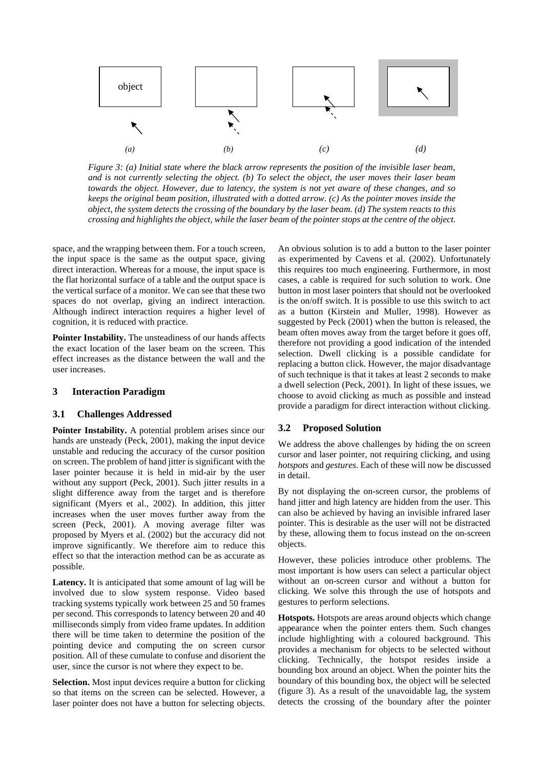object

*(a)* *(b)* *(c)* *(d)*

*Figure 3: (a) Initial state where the black arrow represents the position of the invisible laser beam, and is not currently selecting the object. (b) To select the object, the user moves their laser beam towards the object. However, due to latency, the system is not yet aware of these changes, and so keeps the original beam position, illustrated with a dotted arrow. (c) As the pointer moves inside the object, the system detects the crossing of the boundary by the laser beam. (d) The system reacts to this crossing and highlights the object, while the laser beam of the pointer stops at the centre of the object.*

space, and the wrapping between them. For a touch screen, the input space is the same as the output space, giving direct interaction. Whereas for a mouse, the input space is the flat horizontal surface of a table and the output space is the vertical surface of a monitor. We can see that these two spaces do not overlap, giving an indirect interaction. Although indirect interaction requires a higher level of cognition, it is reduced with practice.

**Pointer Instability.** The unsteadiness of our hands affects the exact location of the laser beam on the screen. This effect increases as the distance between the wall and the user increases.

## 3 Interaction Paradigm

### 3.1 Challenges Addressed

**Pointer Instability.** A potential problem arises since our hands are unsteady (Peck, 2001), making the input device unstable and reducing the accuracy of the cursor position on screen. The problem of hand jitter is significant with the laser pointer because it is held in mid-air by the user without any support (Peck, 2001). Such jitter results in a slight difference away from the target and is therefore significant (Myers et al., 2002). In addition, this jitter increases when the user moves further away from the screen (Peck, 2001). A moving average filter was proposed by Myers et al. (2002) but the accuracy did not improve significantly. We therefore aim to reduce this effect so that the interaction method can be as accurate as possible.

**Latency.** It is anticipated that some amount of lag will be involved due to slow system response. Video based tracking systems typically work between 25 and 50 frames per second. This corresponds to latency between 20 and 40 milliseconds simply from video frame updates. In addition there will be time taken to determine the position of the pointing device and computing the on screen cursor position. All of these cumulate to confuse and disorient the user, since the cursor is not where they expect to be.

**Selection.** Most input devices require a button for clicking so that items on the screen can be selected. However, a laser pointer does not have a button for selecting objects. An obvious solution is to add a button to the laser pointer as experimented by Cavens et al. (2002). Unfortunately this requires too much engineering. Furthermore, in most cases, a cable is required for such solution to work. One button in most laser pointers that should not be overlooked is the on/off switch. It is possible to use this switch to act as a button (Kirstein and Muller, 1998). However as suggested by Peck (2001) when the button is released, the beam often moves away from the target before it goes off, therefore not providing a good indication of the intended selection. Dwell clicking is a possible candidate for replacing a button click. However, the major disadvantage of such technique is that it takes at least 2 seconds to make a dwell selection (Peck, 2001). In light of these issues, we choose to avoid clicking as much as possible and instead provide a paradigm for direct interaction without clicking.

### 3.2 Proposed Solution

We address the above challenges by hiding the on screen cursor and laser pointer, not requiring clicking, and using *hotspots* and *gestures*. Each of these will now be discussed in detail.

By not displaying the on-screen cursor, the problems of hand jitter and high latency are hidden from the user. This can also be achieved by having an invisible infrared laser pointer. This is desirable as the user will not be distracted by these, allowing them to focus instead on the on-screen objects.

However, these policies introduce other problems. The most important is how users can select a particular object without an on-screen cursor and without a button for clicking. We solve this through the use of hotspots and gestures to perform selections.

**Hotspots.** Hotspots are areas around objects which change appearance when the pointer enters them. Such changes include highlighting with a coloured background. This provides a mechanism for objects to be selected without clicking. Technically, the hotspot resides inside a bounding box around an object. When the pointer hits the boundary of this bounding box, the object will be selected (figure 3). As a result of the unavoidable lag, the system detects the crossing of the boundary after the pointer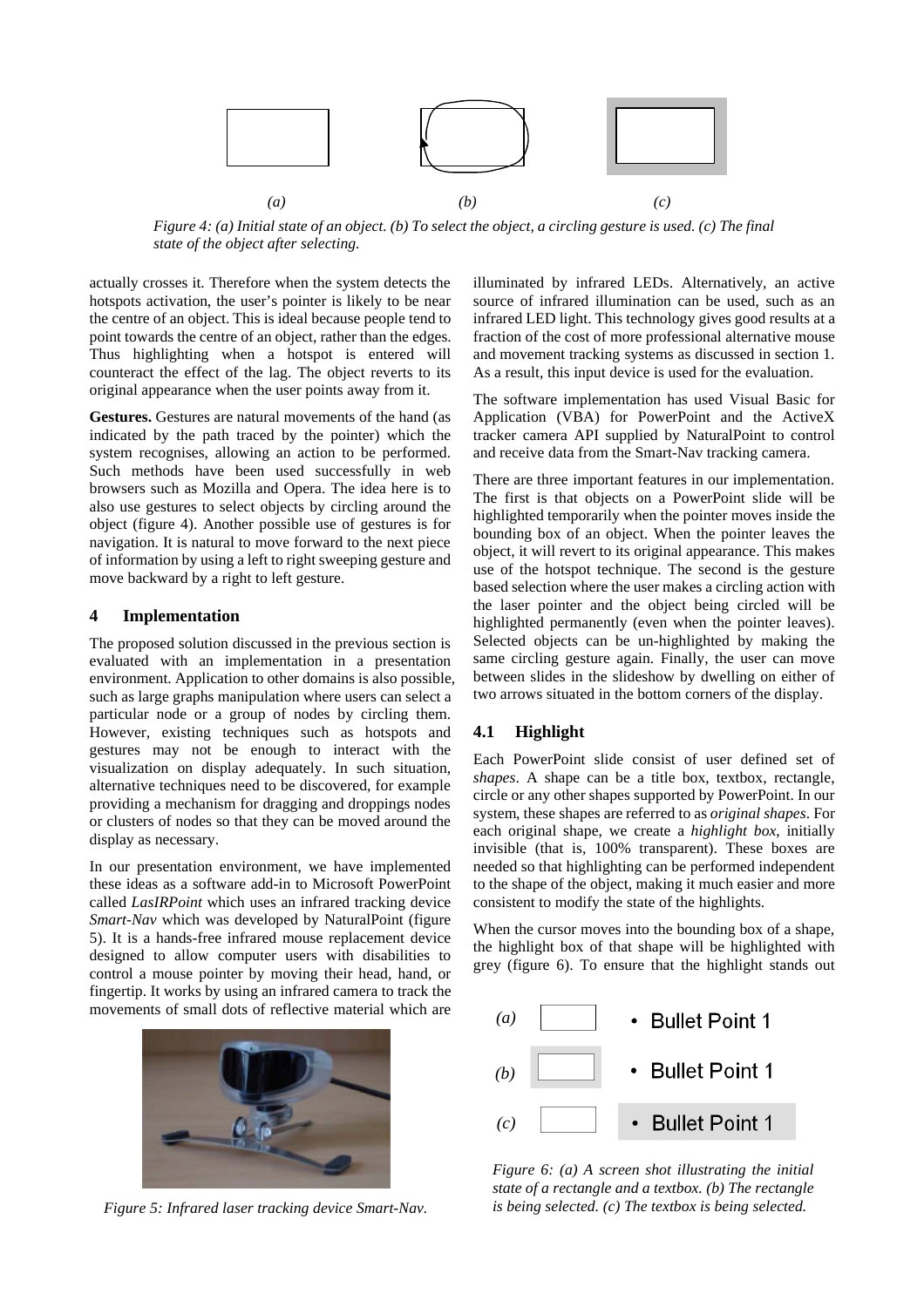Figure 4: (a) Initial state of an object. (b) To select the object, a circling gesture is used. (c) The final state of the object after selecting.

actually crosses it. Therefore when the system detects the hotspots activation, the user's pointer is likely to be near the centre of an object. This is ideal because people tend to point towards the centre of an object, rather than the edges. Thus highlighting when a hotspot is entered will counteract the effect of the lag. The object reverts to its original appearance when the user points away from it.

**Gestures.** Gestures are natural movements of the hand (as indicated by the path traced by the pointer) which the system recognises, allowing an action to be performed. Such methods have been used successfully in web browsers such as Mozilla and Opera. The idea here is to also use gestures to select objects by circling around the object (figure 4). Another possible use of gestures is for navigation. It is natural to move forward to the next piece of information by using a left to right sweeping gesture and move backward by a right to left gesture.

## 4 Implementation

The proposed solution discussed in the previous section is evaluated with an implementation in a presentation environment. Application to other domains is also possible, such as large graphs manipulation where users can select a particular node or a group of nodes by circling them. However, existing techniques such as hotspots and gestures may not be enough to interact with the visualization on display adequately. In such situation, alternative techniques need to be discovered, for example providing a mechanism for dragging and droppings nodes or clusters of nodes so that they can be moved around the display as necessary.

In our presentation environment, we have implemented these ideas as a software add-in to Microsoft PowerPoint called *LasIRPoint* which uses an infrared tracking device *Smart-Nav* which was developed by NaturalPoint (figure 5). It is a hands-free infrared mouse replacement device designed to allow computer users with disabilities to control a mouse pointer by moving their head, hand, or fingertip. It works by using an infrared camera to track the movements of small dots of reflective material which are illuminated by infrared LEDs. Alternatively, an active source of infrared illumination can be used, such as an infrared LED light. This technology gives good results at a fraction of the cost of more professional alternative mouse and movement tracking systems as discussed in section 1. As a result, this input device is used for the evaluation.

Figure 5: Infrared laser tracking device Smart-Nav.

The software implementation has used Visual Basic for Application (VBA) for PowerPoint and the ActiveX tracker camera API supplied by NaturalPoint to control and receive data from the Smart-Nav tracking camera.

There are three important features in our implementation. The first is that objects on a PowerPoint slide will be highlighted temporarily when the pointer moves inside the bounding box of an object. When the pointer leaves the object, it will revert to its original appearance. This makes use of the hotspot technique. The second is the gesture based selection where the user makes a circling action with the laser pointer and the object being circled will be highlighted permanently (even when the pointer leaves). Selected objects can be un-highlighted by making the same circling gesture again. Finally, the user can move between slides in the slideshow by dwelling on either of two arrows situated in the bottom corners of the display.

### 4.1 Highlight

Each PowerPoint slide consist of user defined set of *shapes*. A shape can be a title box, textbox, rectangle, circle or any other shapes supported by PowerPoint. In our system, these shapes are referred to as *original shapes*. For each original shape, we create a *highlight box*, initially invisible (that is, 100% transparent). These boxes are needed so that highlighting can be performed independent to the shape of the object, making it much easier and more consistent to modify the state of the highlights.

When the cursor moves into the bounding box of a shape, the highlight box of that shape will be highlighted with grey (figure 6). To ensure that the highlight stands out

Figure 6: (a) A screen shot illustrating the initial state of a rectangle and a textbox. (b) The rectangle is being selected. (c) The textbox is being selected.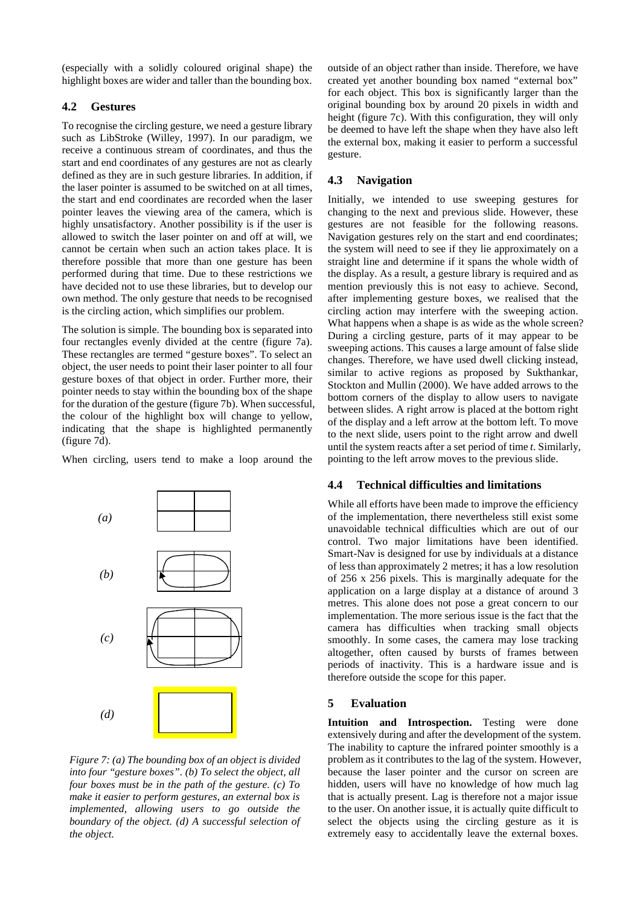(especially with a solidly coloured original shape) the highlight boxes are wider and taller than the bounding box.

### 4.2 Gestures

To recognise the circling gesture, we need a gesture library such as LibStroke (Willey, 1997). In our paradigm, we receive a continuous stream of coordinates, and thus the start and end coordinates of any gestures are not as clearly defined as they are in such gesture libraries. In addition, if the laser pointer is assumed to be switched on at all times, the start and end coordinates are recorded when the laser pointer leaves the viewing area of the camera, which is highly unsatisfactory. Another possibility is if the user is allowed to switch the laser pointer on and off at will, we cannot be certain when such an action takes place. It is therefore possible that more than one gesture has been performed during that time. Due to these restrictions we have decided not to use these libraries, but to develop our own method. The only gesture that needs to be recognised is the circling action, which simplifies our problem.

The solution is simple. The bounding box is separated into four rectangles evenly divided at the centre (figure 7a). These rectangles are termed "gesture boxes". To select an object, the user needs to point their laser pointer to all four gesture boxes of that object in order. Further more, their pointer needs to stay within the bounding box of the shape for the duration of the gesture (figure 7b). When successful, the colour of the highlight box will change to yellow, indicating that the shape is highlighted permanently (figure 7d).

When circling, users tend to make a loop around the outside of an object rather than inside. Therefore, we have created yet another bounding box named "external box" for each object. This box is significantly larger than the original bounding box by around 20 pixels in width and height (figure 7c). With this configuration, they will only be deemed to have left the shape when they have also left the external box, making it easier to perform a successful gesture.

*Figure 7: (a) The bounding box of an object is divided into four "gesture boxes". (b) To select the object, all four boxes must be in the path of the gesture. (c) To make it easier to perform gestures, an external box is implemented, allowing users to go outside the boundary of the object. (d) A successful selection of the object.*

### 4.3 Navigation

Initially, we intended to use sweeping gestures for changing to the next and previous slide. However, these gestures are not feasible for the following reasons. Navigation gestures rely on the start and end coordinates; the system will need to see if they lie approximately on a straight line and determine if it spans the whole width of the display. As a result, a gesture library is required and as mention previously this is not easy to achieve. Second, after implementing gesture boxes, we realised that the circling action may interfere with the sweeping action. What happens when a shape is as wide as the whole screen? During a circling gesture, parts of it may appear to be sweeping actions. This causes a large amount of false slide changes. Therefore, we have used dwell clicking instead, similar to active regions as proposed by Sukthankar, Stockton and Mullin (2000). We have added arrows to the bottom corners of the display to allow users to navigate between slides. A right arrow is placed at the bottom right of the display and a left arrow at the bottom left. To move to the next slide, users point to the right arrow and dwell until the system reacts after a set period of time *t*. Similarly, pointing to the left arrow moves to the previous slide.

### 4.4 Technical difficulties and limitations

While all efforts have been made to improve the efficiency of the implementation, there nevertheless still exist some unavoidable technical difficulties which are out of our control. Two major limitations have been identified. Smart-Nav is designed for use by individuals at a distance of less than approximately 2 metres; it has a low resolution of 256 x 256 pixels. This is marginally adequate for the application on a large display at a distance of around 3 metres. This alone does not pose a great concern to our implementation. The more serious issue is the fact that the camera has difficulties when tracking small objects smoothly. In some cases, the camera may lose tracking altogether, often caused by bursts of frames between periods of inactivity. This is a hardware issue and is therefore outside the scope for this paper.

## 5 Evaluation

**Intuition and Introspection.** Testing were done extensively during and after the development of the system. The inability to capture the infrared pointer smoothly is a problem as it contributes to the lag of the system. However, because the laser pointer and the cursor on screen are hidden, users will have no knowledge of how much lag that is actually present. Lag is therefore not a major issue to the user. On another issue, it is actually quite difficult to select the objects using the circling gesture as it is extremely easy to accidentally leave the external boxes.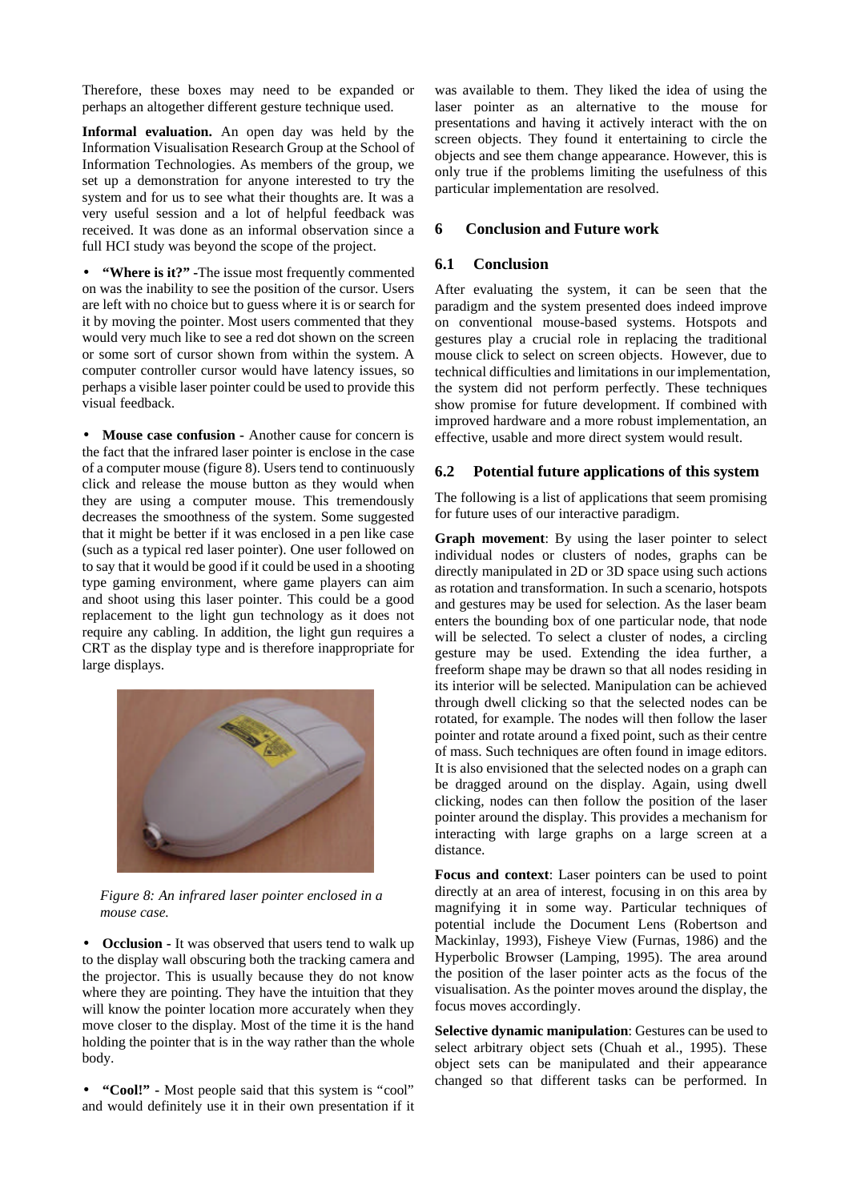Therefore, these boxes may need to be expanded or perhaps an altogether different gesture technique used.

**Informal evaluation.** An open day was held by the Information Visualisation Research Group at the School of Information Technologies. As members of the group, we set up a demonstration for anyone interested to try the system and for us to see what their thoughts are. It was a very useful session and a lot of helpful feedback was received. It was done as an informal observation since a full HCI study was beyond the scope of the project.

- **"Where is it?" -**The issue most frequently commented on was the inability to see the position of the cursor. Users are left with no choice but to guess where it is or search for it by moving the pointer. Most users commented that they would very much like to see a red dot shown on the screen or some sort of cursor shown from within the system. A computer controller cursor would have latency issues, so perhaps a visible laser pointer could be used to provide this visual feedback.

- **Mouse case confusion -** Another cause for concern is the fact that the infrared laser pointer is enclose in the case of a computer mouse (figure 8). Users tend to continuously click and release the mouse button as they would when they are using a computer mouse. This tremendously decreases the smoothness of the system. Some suggested that it might be better if it was enclosed in a pen like case (such as a typical red laser pointer). One user followed on to say that it would be good if it could be used in a shooting type gaming environment, where game players can aim and shoot using this laser pointer. This could be a good replacement to the light gun technology as it does not require any cabling. In addition, the light gun requires a CRT as the display type and is therefore inappropriate for large displays.

*Figure 8: An infrared laser pointer enclosed in a mouse case.*

- **Occlusion -** It was observed that users tend to walk up to the display wall obscuring both the tracking camera and the projector. This is usually because they do not know where they are pointing. They have the intuition that they will know the pointer location more accurately when they move closer to the display. Most of the time it is the hand holding the pointer that is in the way rather than the whole body.

- **"Cool!" -** Most people said that this system is "cool" and would definitely use it in their own presentation if it was available to them. They liked the idea of using the laser pointer as an alternative to the mouse for presentations and having it actively interact with the on screen objects. They found it entertaining to circle the objects and see them change appearance. However, this is only true if the problems limiting the usefulness of this particular implementation are resolved.

## 6 Conclusion and Future work

### 6.1 Conclusion

After evaluating the system, it can be seen that the paradigm and the system presented does indeed improve on conventional mouse-based systems. Hotspots and gestures play a crucial role in replacing the traditional mouse click to select on screen objects. However, due to technical difficulties and limitations in our implementation, the system did not perform perfectly. These techniques show promise for future development. If combined with improved hardware and a more robust implementation, an effective, usable and more direct system would result.

### 6.2 Potential future applications of this system

The following is a list of applications that seem promising for future uses of our interactive paradigm.

**Graph movement**: By using the laser pointer to select individual nodes or clusters of nodes, graphs can be directly manipulated in 2D or 3D space using such actions as rotation and transformation. In such a scenario, hotspots and gestures may be used for selection. As the laser beam enters the bounding box of one particular node, that node will be selected. To select a cluster of nodes, a circling gesture may be used. Extending the idea further, a freeform shape may be drawn so that all nodes residing in its interior will be selected. Manipulation can be achieved through dwell clicking so that the selected nodes can be rotated, for example. The nodes will then follow the laser pointer and rotate around a fixed point, such as their centre of mass. Such techniques are often found in image editors. It is also envisioned that the selected nodes on a graph can be dragged around on the display. Again, using dwell clicking, nodes can then follow the position of the laser pointer around the display. This provides a mechanism for interacting with large graphs on a large screen at a distance.

**Focus and context**: Laser pointers can be used to point directly at an area of interest, focusing in on this area by magnifying it in some way. Particular techniques of potential include the Document Lens (Robertson and Mackinlay, 1993), Fisheye View (Furnas, 1986) and the Hyperbolic Browser (Lamping, 1995). The area around the position of the laser pointer acts as the focus of the visualisation. As the pointer moves around the display, the focus moves accordingly.

**Selective dynamic manipulation**: Gestures can be used to select arbitrary object sets (Chuah et al., 1995). These object sets can be manipulated and their appearance changed so that different tasks can be performed. In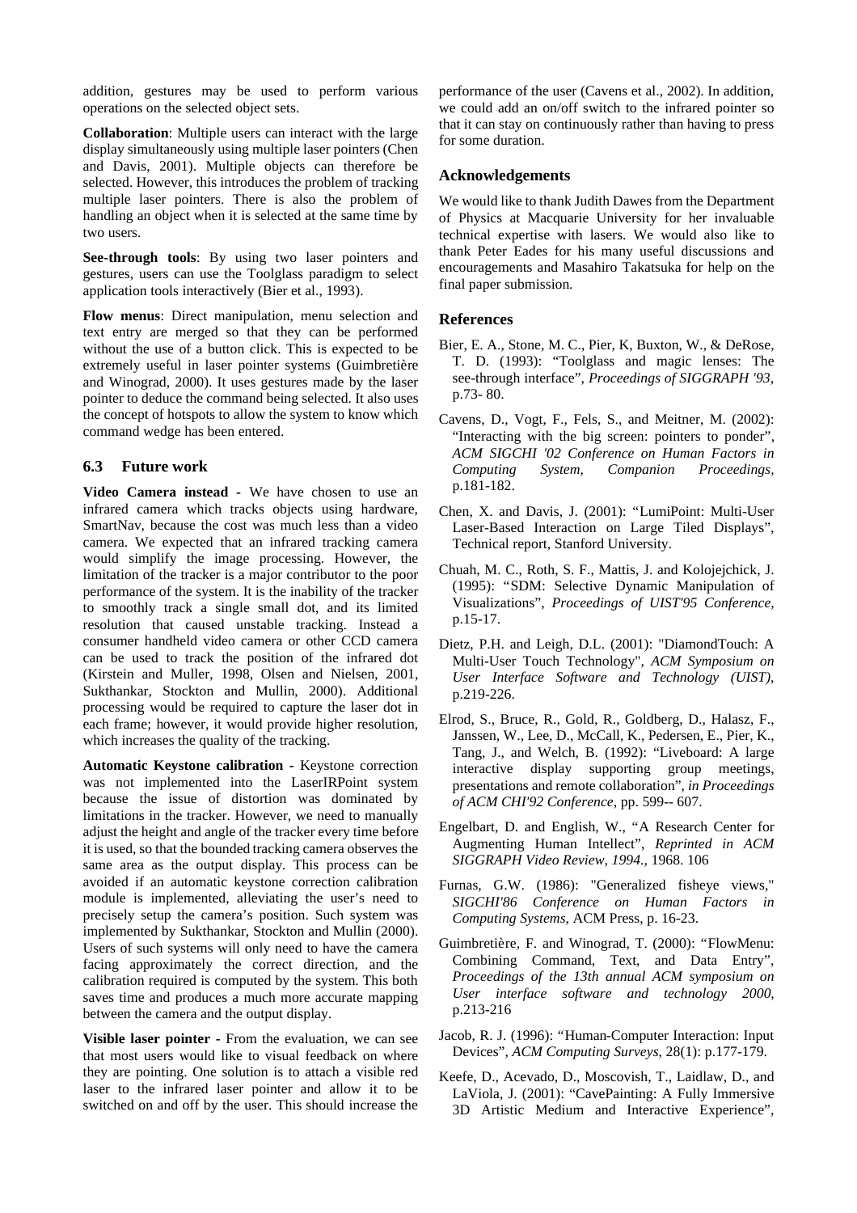addition, gestures may be used to perform various operations on the selected object sets.

**Collaboration**: Multiple users can interact with the large display simultaneously using multiple laser pointers (Chen and Davis, 2001). Multiple objects can therefore be selected. However, this introduces the problem of tracking multiple laser pointers. There is also the problem of handling an object when it is selected at the same time by two users.

**See-through tools**: By using two laser pointers and gestures, users can use the Toolglass paradigm to select application tools interactively (Bier et al., 1993).

**Flow menus**: Direct manipulation, menu selection and text entry are merged so that they can be performed without the use of a button click. This is expected to be extremely useful in laser pointer systems (Guimbretière and Winograd, 2000). It uses gestures made by the laser pointer to deduce the command being selected. It also uses the concept of hotspots to allow the system to know which command wedge has been entered.

### 6.3 Future work

**Video Camera instead** - We have chosen to use an infrared camera which tracks objects using hardware, SmartNav, because the cost was much less than a video camera. We expected that an infrared tracking camera would simplify the image processing. However, the limitation of the tracker is a major contributor to the poor performance of the system. It is the inability of the tracker to smoothly track a single small dot, and its limited resolution that caused unstable tracking. Instead a consumer handheld video camera or other CCD camera can be used to track the position of the infrared dot (Kirstein and Muller, 1998, Olsen and Nielsen, 2001, Sukthankar, Stockton and Mullin, 2000). Additional processing would be required to capture the laser dot in each frame; however, it would provide higher resolution, which increases the quality of the tracking.

**Automatic Keystone calibration** - Keystone correction was not implemented into the LaserIRPoint system because the issue of distortion was dominated by limitations in the tracker. However, we need to manually adjust the height and angle of the tracker every time before it is used, so that the bounded tracking camera observes the same area as the output display. This process can be avoided if an automatic keystone correction calibration module is implemented, alleviating the user's need to precisely setup the camera's position. Such system was implemented by Sukthankar, Stockton and Mullin (2000). Users of such systems will only need to have the camera facing approximately the correct direction, and the calibration required is computed by the system. This both saves time and produces a much more accurate mapping between the camera and the output display.

**Visible laser pointer** - From the evaluation, we can see that most users would like to visual feedback on where they are pointing. One solution is to attach a visible red laser to the infrared laser pointer and allow it to be switched on and off by the user. This should increase the performance of the user (Cavens et al., 2002). In addition, we could add an on/off switch to the infrared pointer so that it can stay on continuously rather than having to press for some duration.

### Acknowledgements

We would like to thank Judith Dawes from the Department of Physics at Macquarie University for her invaluable technical expertise with lasers. We would also like to thank Peter Eades for his many useful discussions and encouragements and Masahiro Takatsuka for help on the final paper submission.

### References

Bier, E. A., Stone, M. C., Pier, K, Buxton, W., & DeRose, T. D. (1993): "Toolglass and magic lenses: The see-through interface", *Proceedings of SIGGRAPH '93*, p.73- 80.

Cavens, D., Vogt, F., Fels, S., and Meitner, M. (2002): "Interacting with the big screen: pointers to ponder", *ACM SIGCHI '02 Conference on Human Factors in Computing System, Companion Proceedings*, p.181-182.

Chen, X. and Davis, J. (2001): "LumiPoint: Multi-User Laser-Based Interaction on Large Tiled Displays", Technical report, Stanford University.

Chuah, M. C., Roth, S. F., Mattis, J. and Kolojejchick, J. (1995): "SDM: Selective Dynamic Manipulation of Visualizations", *Proceedings of UIST'95 Conference*, p.15-17.

Dietz, P.H. and Leigh, D.L. (2001): "DiamondTouch: A Multi-User Touch Technology", *ACM Symposium on User Interface Software and Technology (UIST)*, p.219-226.

Elrod, S., Bruce, R., Gold, R., Goldberg, D., Halasz, F., Janssen, W., Lee, D., McCall, K., Pedersen, E., Pier, K., Tang, J., and Welch, B. (1992): "Liveboard: A large interactive display supporting group meetings, presentations and remote collaboration", *in Proceedings of ACM CHI'92 Conference*, pp. 599-- 607.

Engelbart, D. and English, W., "A Research Center for Augmenting Human Intellect", *Reprinted in ACM SIGGRAPH Video Review, 1994.*, 1968. 106

Furnas, G.W. (1986): "Generalized fisheye views," *SIGCHI'86 Conference on Human Factors in Computing Systems*, ACM Press, p. 16-23.

Guimbretière, F. and Winograd, T. (2000): "FlowMenu: Combining Command, Text, and Data Entry", *Proceedings of the 13th annual ACM symposium on User interface software and technology 2000*, p.213-216

Jacob, R. J. (1996): "Human-Computer Interaction: Input Devices", *ACM Computing Surveys*, 28(1): p.177-179.

Keefe, D., Acevado, D., Moscovish, T., Laidlaw, D., and LaViola, J. (2001): "CavePainting: A Fully Immersive 3D Artistic Medium and Interactive Experience",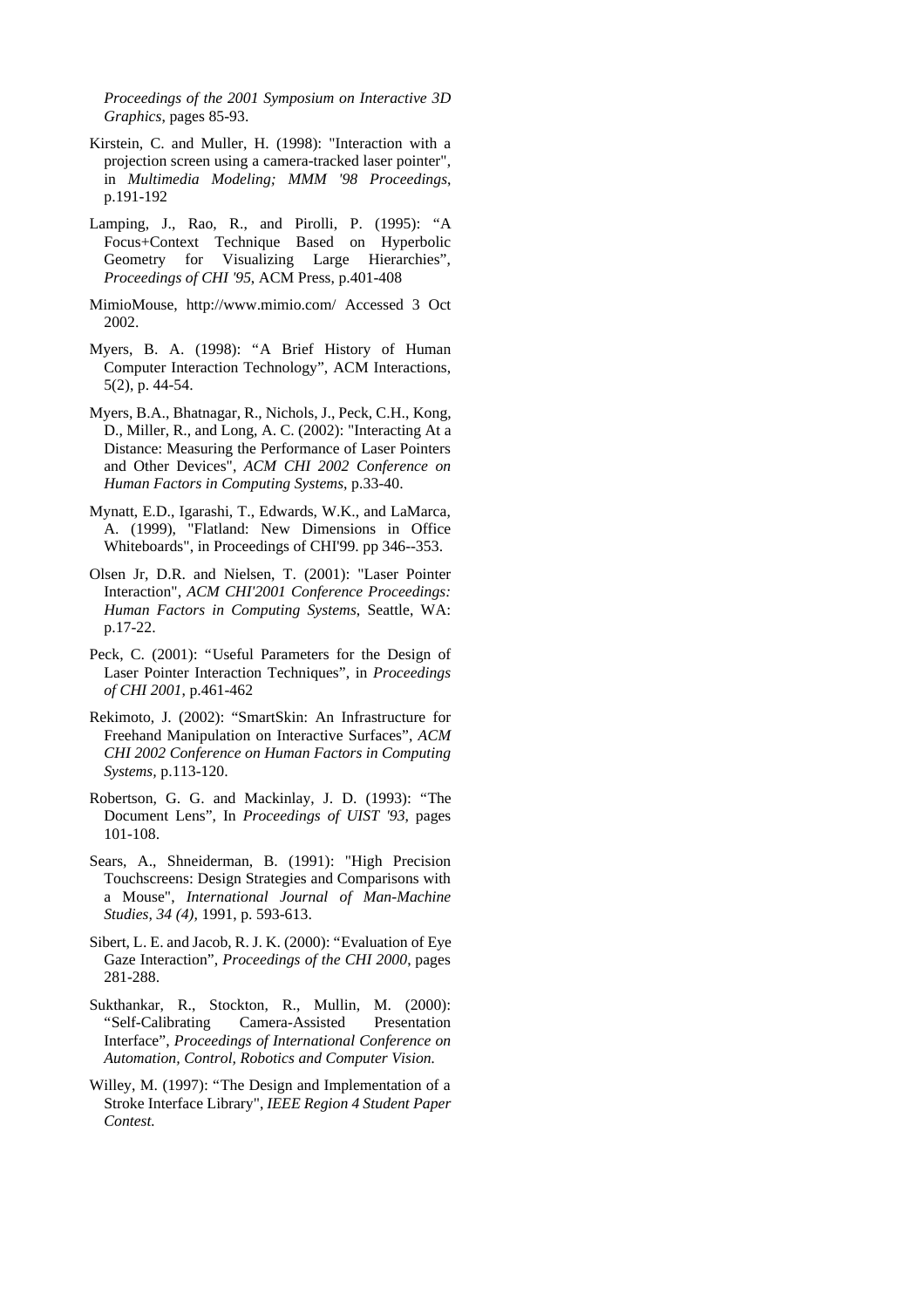*Proceedings of the 2001 Symposium on Interactive 3D Graphics*, pages 85-93.

Kirstein, C. and Muller, H. (1998): "Interaction with a projection screen using a camera-tracked laser pointer", in *Multimedia Modeling; MMM '98 Proceedings*, p.191-192

Lamping, J., Rao, R., and Pirolli, P. (1995): "A Focus+Context Technique Based on Hyperbolic Geometry for Visualizing Large Hierarchies", *Proceedings of CHI '95*, ACM Press, p.401-408

MimioMouse, http://www.mimio.com/ Accessed 3 Oct 2002.

Myers, B. A. (1998): "A Brief History of Human Computer Interaction Technology", ACM Interactions, 5(2), p. 44-54.

Myers, B.A., Bhatnagar, R., Nichols, J., Peck, C.H., Kong, D., Miller, R., and Long, A. C. (2002): "Interacting At a Distance: Measuring the Performance of Laser Pointers and Other Devices", *ACM CHI 2002 Conference on Human Factors in Computing Systems*, p.33-40.

Mynatt, E.D., Igarashi, T., Edwards, W.K., and LaMarca, A. (1999), "Flatland: New Dimensions in Office Whiteboards", in Proceedings of CHI'99. pp 346--353.

Olsen Jr, D.R. and Nielsen, T. (2001): "Laser Pointer Interaction", *ACM CHI'2001 Conference Proceedings: Human Factors in Computing Systems*, Seattle, WA: p.17-22.

Peck, C. (2001): "Useful Parameters for the Design of Laser Pointer Interaction Techniques", in *Proceedings of CHI 2001*, p.461-462

Rekimoto, J. (2002): "SmartSkin: An Infrastructure for Freehand Manipulation on Interactive Surfaces", *ACM CHI 2002 Conference on Human Factors in Computing Systems*, p.113-120.

Robertson, G. G. and Mackinlay, J. D. (1993): "The Document Lens", In *Proceedings of UIST '93*, pages 101-108.

Sears, A., Shneiderman, B. (1991): "High Precision Touchscreens: Design Strategies and Comparisons with a Mouse", *International Journal of Man-Machine Studies, 34 (4)*, 1991, p. 593-613.

Sibert, L. E. and Jacob, R. J. K. (2000): "Evaluation of Eye Gaze Interaction", *Proceedings of the CHI 2000*, pages 281-288.

Sukthankar, R., Stockton, R., Mullin, M. (2000): "Self-Calibrating Camera-Assisted Presentation Interface", *Proceedings of International Conference on Automation, Control, Robotics and Computer Vision.*

Willey, M. (1997): "The Design and Implementation of a Stroke Interface Library", *IEEE Region 4 Student Paper Contest.*